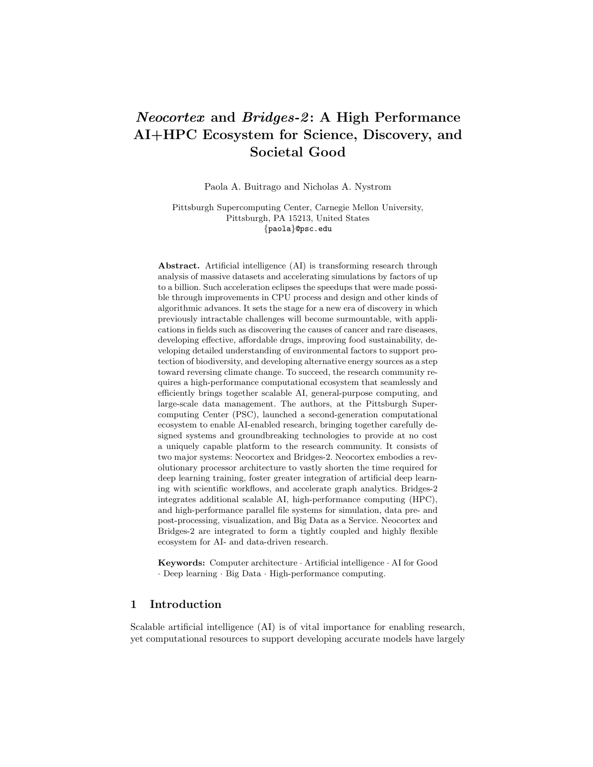# *Neocortex* and *Bridges-2*: A High Performance AI+HPC Ecosystem for Science, Discovery, and Societal Good

Paola A. Buitrago and Nicholas A. Nystrom

Pittsburgh Supercomputing Center, Carnegie Mellon University,
Pittsburgh, PA 15213, United States
{paola}@psc.edu

**Abstract.** Artificial intelligence (AI) is transforming research through analysis of massive datasets and accelerating simulations by factors of up to a billion. Such acceleration eclipses the speedups that were made possible through improvements in CPU process and design and other kinds of algorithmic advances. It sets the stage for a new era of discovery in which previously intractable challenges will become surmountable, with applications in fields such as discovering the causes of cancer and rare diseases, developing effective, affordable drugs, improving food sustainability, developing detailed understanding of environmental factors to support protection of biodiversity, and developing alternative energy sources as a step toward reversing climate change. To succeed, the research community requires a high-performance computational ecosystem that seamlessly and efficiently brings together scalable AI, general-purpose computing, and large-scale data management. The authors, at the Pittsburgh Supercomputing Center (PSC), launched a second-generation computational ecosystem to enable AI-enabled research, bringing together carefully designed systems and groundbreaking technologies to provide at no cost a uniquely capable platform to the research community. It consists of two major systems: Neocortex and Bridges-2. Neocortex embodies a revolutionary processor architecture to vastly shorten the time required for deep learning training, foster greater integration of artificial deep learning with scientific workflows, and accelerate graph analytics. Bridges-2 integrates additional scalable AI, high-performance computing (HPC), and high-performance parallel file systems for simulation, data pre- and post-processing, visualization, and Big Data as a Service. Neocortex and Bridges-2 are integrated to form a tightly coupled and highly flexible ecosystem for AI- and data-driven research.

**Keywords:** Computer architecture · Artificial intelligence · AI for Good · Deep learning · Big Data · High-performance computing.

## 1 Introduction

Scalable artificial intelligence (AI) is of vital importance for enabling research, yet computational resources to support developing accurate models have largely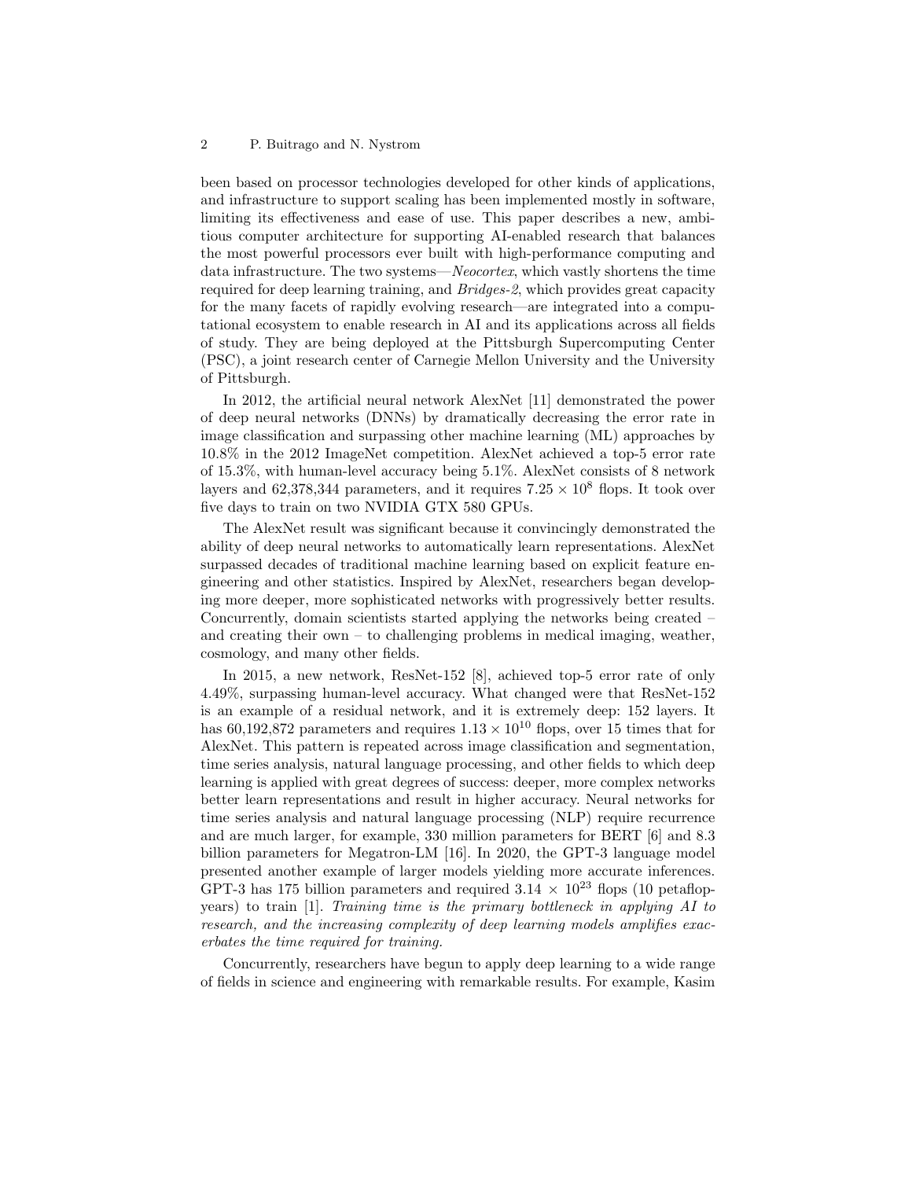been based on processor technologies developed for other kinds of applications, and infrastructure to support scaling has been implemented mostly in software, limiting its effectiveness and ease of use. This paper describes a new, ambitious computer architecture for supporting AI-enabled research that balances the most powerful processors ever built with high-performance computing and data infrastructure. The two systems—*Neocortex*, which vastly shortens the time required for deep learning training, and *Bridges-2*, which provides great capacity for the many facets of rapidly evolving research—are integrated into a computational ecosystem to enable research in AI and its applications across all fields of study. They are being deployed at the Pittsburgh Supercomputing Center (PSC), a joint research center of Carnegie Mellon University and the University of Pittsburgh.

In 2012, the artificial neural network AlexNet [11] demonstrated the power of deep neural networks (DNNs) by dramatically decreasing the error rate in image classification and surpassing other machine learning (ML) approaches by 10.8% in the 2012 ImageNet competition. AlexNet achieved a top-5 error rate of 15.3%, with human-level accuracy being 5.1%. AlexNet consists of 8 network layers and 62,378,344 parameters, and it requires $7.25 \times 10^8$ flops. It took over five days to train on two NVIDIA GTX 580 GPUs.

The AlexNet result was significant because it convincingly demonstrated the ability of deep neural networks to automatically learn representations. AlexNet surpassed decades of traditional machine learning based on explicit feature engineering and other statistics. Inspired by AlexNet, researchers began developing more deeper, more sophisticated networks with progressively better results. Concurrently, domain scientists started applying the networks being created – and creating their own – to challenging problems in medical imaging, weather, cosmology, and many other fields.

In 2015, a new network, ResNet-152 [8], achieved top-5 error rate of only 4.49%, surpassing human-level accuracy. What changed were that ResNet-152 is an example of a residual network, and it is extremely deep: 152 layers. It has 60,192,872 parameters and requires $1.13 \times 10^{10}$ flops, over 15 times that for AlexNet. This pattern is repeated across image classification and segmentation, time series analysis, natural language processing, and other fields to which deep learning is applied with great degrees of success: deeper, more complex networks better learn representations and result in higher accuracy. Neural networks for time series analysis and natural language processing (NLP) require recurrence and are much larger, for example, 330 million parameters for BERT [6] and 8.3 billion parameters for Megatron-LM [16]. In 2020, the GPT-3 language model presented another example of larger models yielding more accurate inferences. GPT-3 has 175 billion parameters and required $3.14 \times 10^{23}$ flops (10 petaflop-years) to train [1]. *Training time is the primary bottleneck in applying AI to research, and the increasing complexity of deep learning models amplifies exacerbates the time required for training.*

Concurrently, researchers have begun to apply deep learning to a wide range of fields in science and engineering with remarkable results. For example, Kasim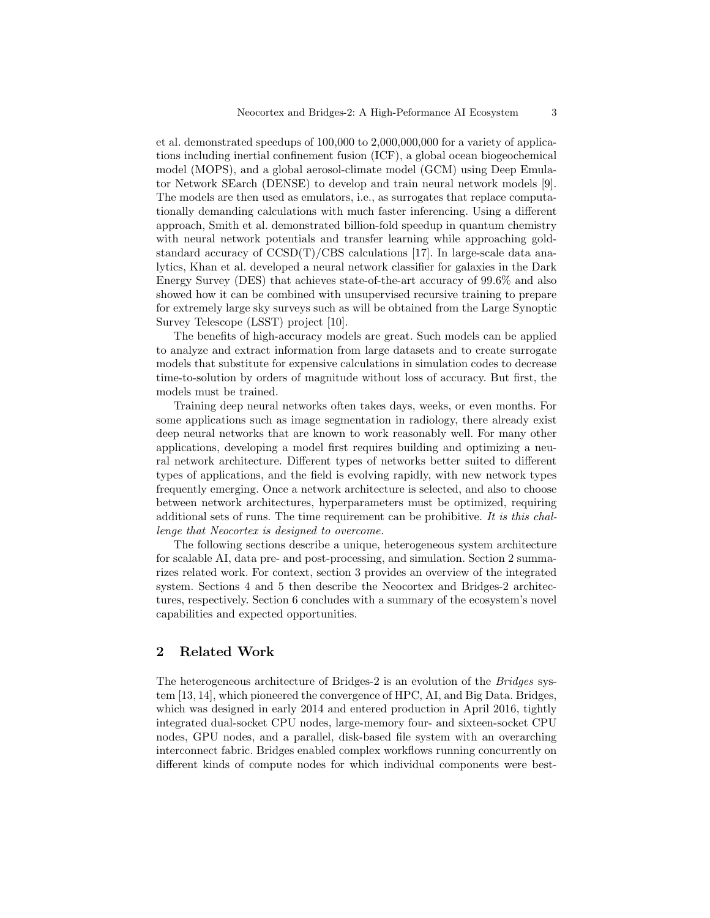et al. demonstrated speedups of 100,000 to 2,000,000,000 for a variety of applications including inertial confinement fusion (ICF), a global ocean biogeochemical model (MOPS), and a global aerosol-climate model (GCM) using Deep Emulator Network SEarch (DENSE) to develop and train neural network models [9]. The models are then used as emulators, i.e., as surrogates that replace computationally demanding calculations with much faster inferencing. Using a different approach, Smith et al. demonstrated billion-fold speedup in quantum chemistry with neural network potentials and transfer learning while approaching gold-standard accuracy of CCSD(T)/CBS calculations [17]. In large-scale data analytics, Khan et al. developed a neural network classifier for galaxies in the Dark Energy Survey (DES) that achieves state-of-the-art accuracy of 99.6% and also showed how it can be combined with unsupervised recursive training to prepare for extremely large sky surveys such as will be obtained from the Large Synoptic Survey Telescope (LSST) project [10].

The benefits of high-accuracy models are great. Such models can be applied to analyze and extract information from large datasets and to create surrogate models that substitute for expensive calculations in simulation codes to decrease time-to-solution by orders of magnitude without loss of accuracy. But first, the models must be trained.

Training deep neural networks often takes days, weeks, or even months. For some applications such as image segmentation in radiology, there already exist deep neural networks that are known to work reasonably well. For many other applications, developing a model first requires building and optimizing a neural network architecture. Different types of networks better suited to different types of applications, and the field is evolving rapidly, with new network types frequently emerging. Once a network architecture is selected, and also to choose between network architectures, hyperparameters must be optimized, requiring additional sets of runs. The time requirement can be prohibitive. *It is this challenge that Neocortex is designed to overcome.*

The following sections describe a unique, heterogeneous system architecture for scalable AI, data pre- and post-processing, and simulation. Section 2 summarizes related work. For context, section 3 provides an overview of the integrated system. Sections 4 and 5 then describe the Neocortex and Bridges-2 architectures, respectively. Section 6 concludes with a summary of the ecosystem's novel capabilities and expected opportunities.

## 2 Related Work

The heterogeneous architecture of Bridges-2 is an evolution of the *Bridges* system [13, 14], which pioneered the convergence of HPC, AI, and Big Data. Bridges, which was designed in early 2014 and entered production in April 2016, tightly integrated dual-socket CPU nodes, large-memory four- and sixteen-socket CPU nodes, GPU nodes, and a parallel, disk-based file system with an overarching interconnect fabric. Bridges enabled complex workflows running concurrently on different kinds of compute nodes for which individual components were best-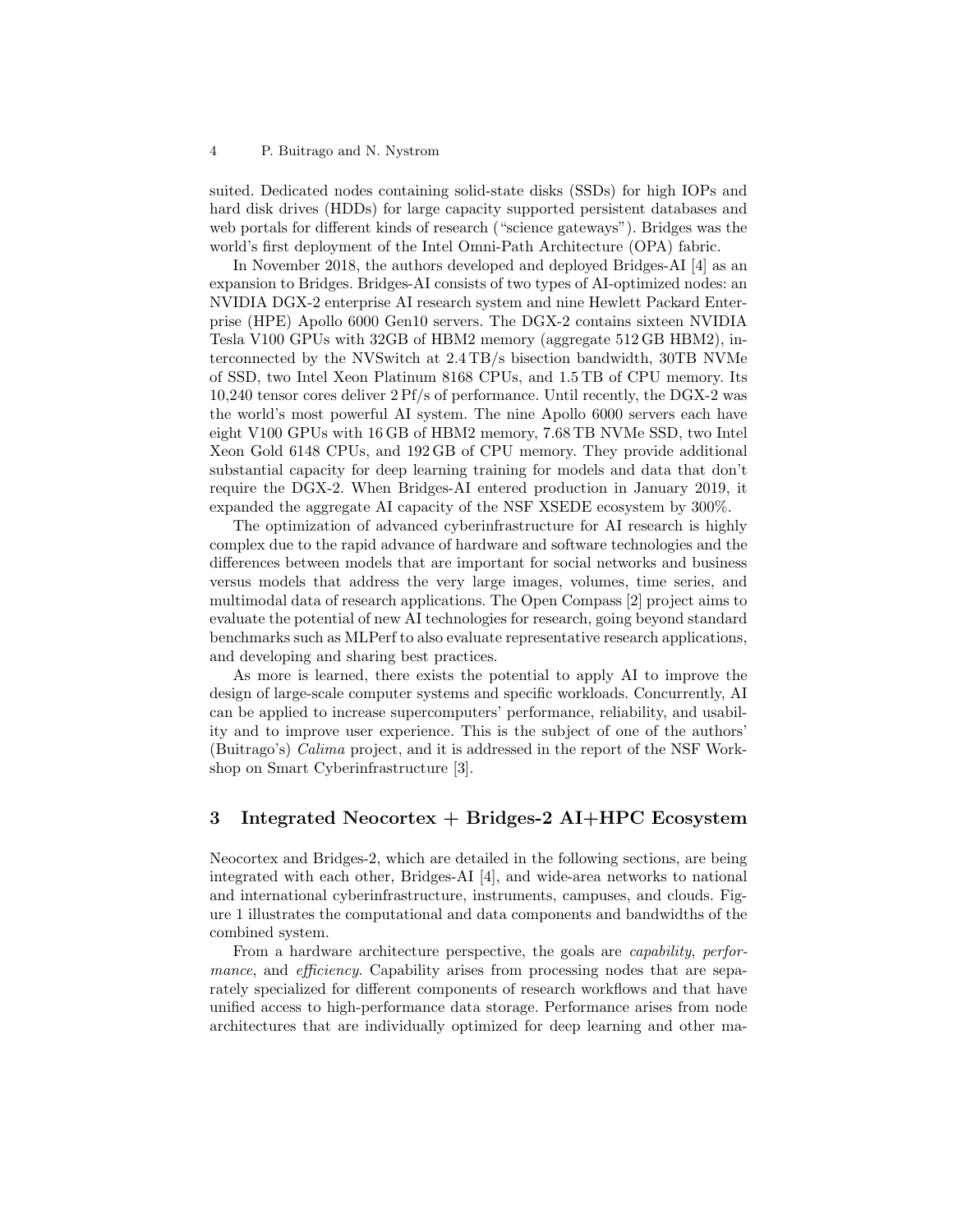suited. Dedicated nodes containing solid-state disks (SSDs) for high IOPs and hard disk drives (HDDs) for large capacity supported persistent databases and web portals for different kinds of research ("science gateways"). Bridges was the world's first deployment of the Intel Omni-Path Architecture (OPA) fabric.

In November 2018, the authors developed and deployed Bridges-AI [4] as an expansion to Bridges. Bridges-AI consists of two types of AI-optimized nodes: an NVIDIA DGX-2 enterprise AI research system and nine Hewlett Packard Enterprise (HPE) Apollo 6000 Gen10 servers. The DGX-2 contains sixteen NVIDIA Tesla V100 GPUs with 32GB of HBM2 memory (aggregate 512 GB HBM2), interconnected by the NVSwitch at 2.4 TB/s bisection bandwidth, 30TB NVMe of SSD, two Intel Xeon Platinum 8168 CPUs, and 1.5 TB of CPU memory. Its 10,240 tensor cores deliver 2 Pf/s of performance. Until recently, the DGX-2 was the world's most powerful AI system. The nine Apollo 6000 servers each have eight V100 GPUs with 16 GB of HBM2 memory, 7.68 TB NVMe SSD, two Intel Xeon Gold 6148 CPUs, and 192 GB of CPU memory. They provide additional substantial capacity for deep learning training for models and data that don't require the DGX-2. When Bridges-AI entered production in January 2019, it expanded the aggregate AI capacity of the NSF XSEDE ecosystem by 300%.

The optimization of advanced cyberinfrastructure for AI research is highly complex due to the rapid advance of hardware and software technologies and the differences between models that are important for social networks and business versus models that address the very large images, volumes, time series, and multimodal data of research applications. The Open Compass [2] project aims to evaluate the potential of new AI technologies for research, going beyond standard benchmarks such as MLPerf to also evaluate representative research applications, and developing and sharing best practices.

As more is learned, there exists the potential to apply AI to improve the design of large-scale computer systems and specific workloads. Concurrently, AI can be applied to increase supercomputers' performance, reliability, and usability and to improve user experience. This is the subject of one of the authors' (Buitrago's) *Calima* project, and it is addressed in the report of the NSF Workshop on Smart Cyberinfrastructure [3].

## 3 Integrated Neocortex + Bridges-2 AI+HPC Ecosystem

Neocortex and Bridges-2, which are detailed in the following sections, are being integrated with each other, Bridges-AI [4], and wide-area networks to national and international cyberinfrastructure, instruments, campuses, and clouds. Figure 1 illustrates the computational and data components and bandwidths of the combined system.

From a hardware architecture perspective, the goals are *capability*, *performance*, and *efficiency*. Capability arises from processing nodes that are separately specialized for different components of research workflows and that have unified access to high-performance data storage. Performance arises from node architectures that are individually optimized for deep learning and other ma-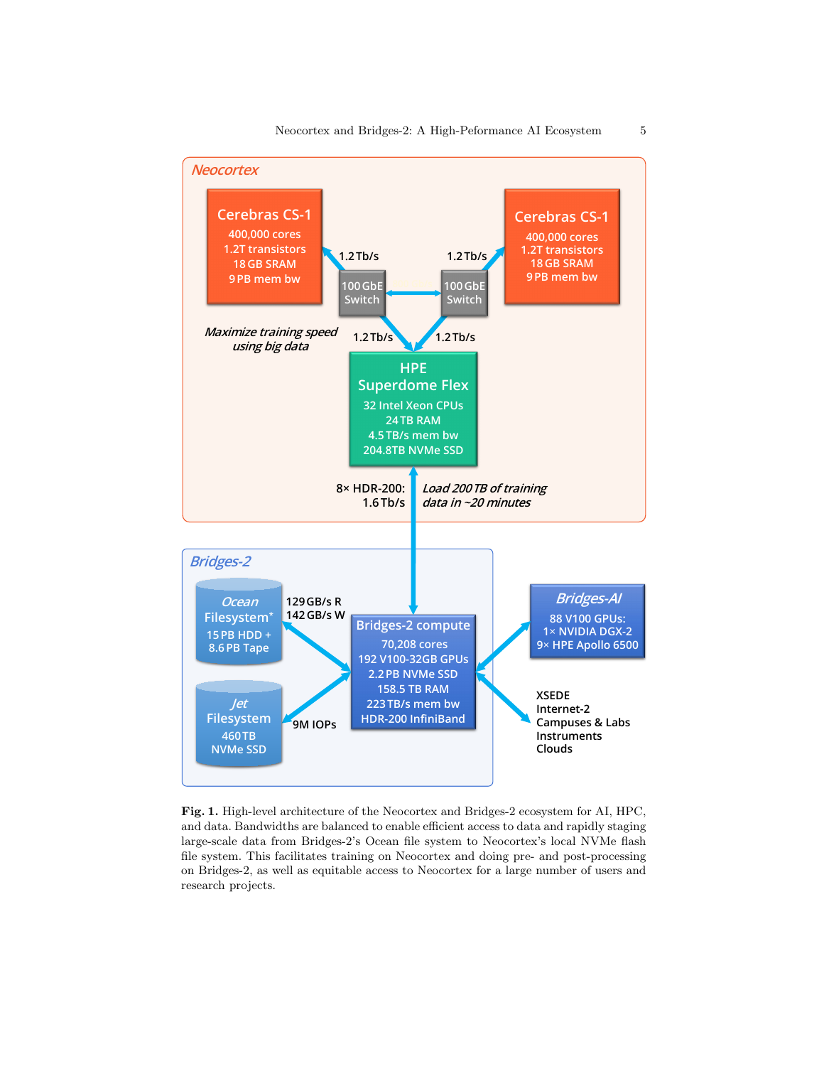Neocortex

Cerebras CS-1
400,000 cores
1.2T transistors
18 GB SRAM
9 PB mem bw

1.2 Tb/s

100 GbE Switch

100 GbE Switch

1.2 Tb/s

Cerebras CS-1
400,000 cores
1.2T transistors
18 GB SRAM
9 PB mem bw

*Maximize training speed using big data*

1.2 Tb/s

1.2 Tb/s

HPE Superdome Flex
32 Intel Xeon CPUs
24 TB RAM
4.5 TB/s mem bw
204.8TB NVMe SSD

8× HDR-200: 1.6 Tb/s

*Load 200 TB of training data in ~20 minutes*

Bridges-2

Ocean Filesystem*
15 PB HDD +
8.6 PB Tape

129 GB/s R
142 GB/s W

Bridges-2 compute
70,208 cores
192 V100-32GB GPUs
2.2 PB NVMe SSD
158.5 TB RAM
223 TB/s mem bw
HDR-200 InfiniBand

Bridges-AI
88 V100 GPUs:
1× NVIDIA DGX-2
9× HPE Apollo 6500

Jet Filesystem
460 TB
NVMe SSD

9M IOPs

XSEDE
Internet-2
Campuses & Labs
Instruments
Clouds

**Fig. 1.** High-level architecture of the Neocortex and Bridges-2 ecosystem for AI, HPC, and data. Bandwidths are balanced to enable efficient access to data and rapidly staging large-scale data from Bridges-2's Ocean file system to Neocortex's local NVMe flash file system. This facilitates training on Neocortex and doing pre- and post-processing on Bridges-2, as well as equitable access to Neocortex for a large number of users and research projects.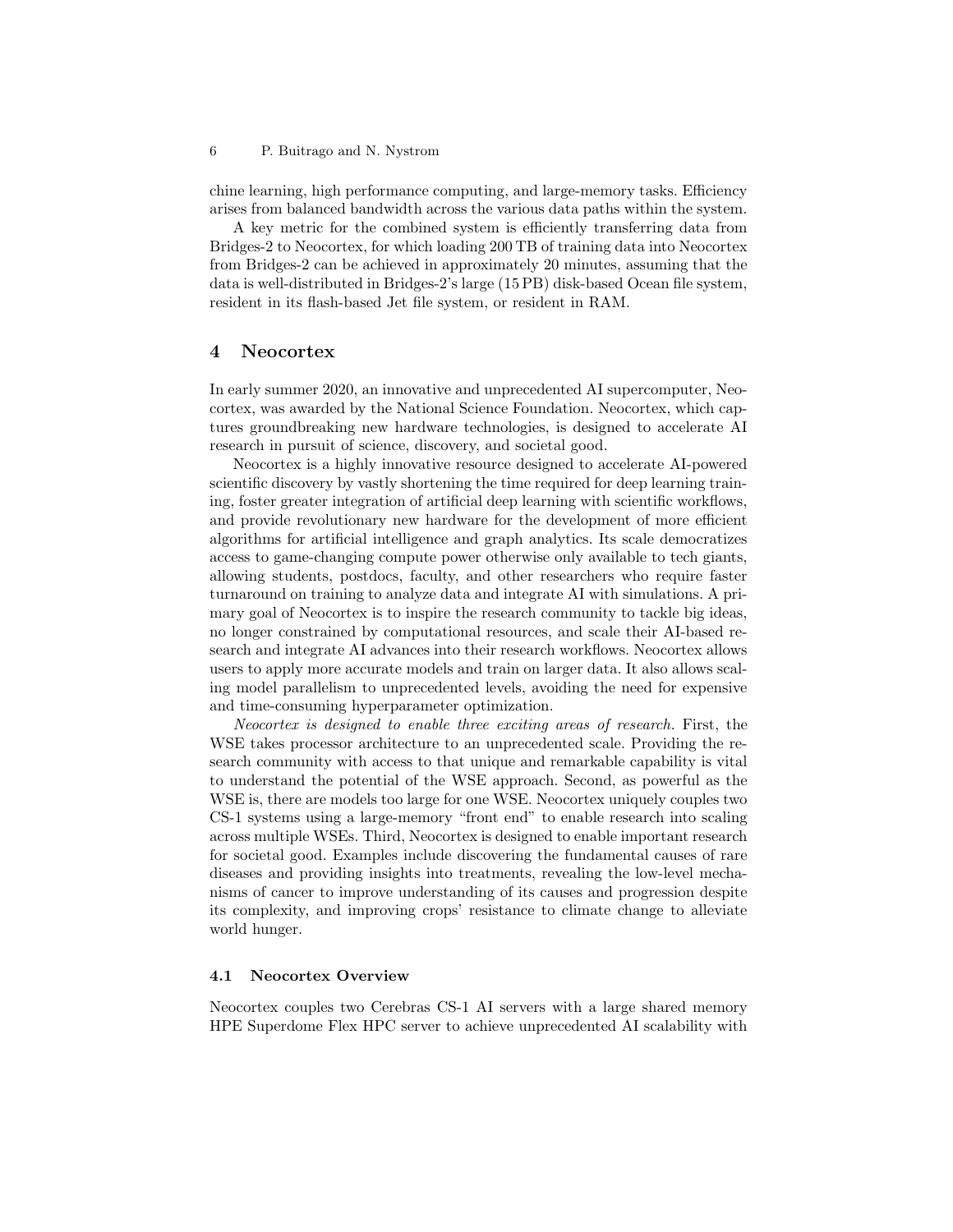chine learning, high performance computing, and large-memory tasks. Efficiency arises from balanced bandwidth across the various data paths within the system.

A key metric for the combined system is efficiently transferring data from Bridges-2 to Neocortex, for which loading 200 TB of training data into Neocortex from Bridges-2 can be achieved in approximately 20 minutes, assuming that the data is well-distributed in Bridges-2's large (15 PB) disk-based Ocean file system, resident in its flash-based Jet file system, or resident in RAM.

## 4 Neocortex

In early summer 2020, an innovative and unprecedented AI supercomputer, Neocortex, was awarded by the National Science Foundation. Neocortex, which captures groundbreaking new hardware technologies, is designed to accelerate AI research in pursuit of science, discovery, and societal good.

Neocortex is a highly innovative resource designed to accelerate AI-powered scientific discovery by vastly shortening the time required for deep learning training, foster greater integration of artificial deep learning with scientific workflows, and provide revolutionary new hardware for the development of more efficient algorithms for artificial intelligence and graph analytics. Its scale democratizes access to game-changing compute power otherwise only available to tech giants, allowing students, postdocs, faculty, and other researchers who require faster turnaround on training to analyze data and integrate AI with simulations. A primary goal of Neocortex is to inspire the research community to tackle big ideas, no longer constrained by computational resources, and scale their AI-based research and integrate AI advances into their research workflows. Neocortex allows users to apply more accurate models and train on larger data. It also allows scaling model parallelism to unprecedented levels, avoiding the need for expensive and time-consuming hyperparameter optimization.

*Neocortex is designed to enable three exciting areas of research.* First, the WSE takes processor architecture to an unprecedented scale. Providing the research community with access to that unique and remarkable capability is vital to understand the potential of the WSE approach. Second, as powerful as the WSE is, there are models too large for one WSE. Neocortex uniquely couples two CS-1 systems using a large-memory "front end" to enable research into scaling across multiple WSEs. Third, Neocortex is designed to enable important research for societal good. Examples include discovering the fundamental causes of rare diseases and providing insights into treatments, revealing the low-level mechanisms of cancer to improve understanding of its causes and progression despite its complexity, and improving crops' resistance to climate change to alleviate world hunger.

### 4.1 Neocortex Overview

Neocortex couples two Cerebras CS-1 AI servers with a large shared memory HPE Superdome Flex HPC server to achieve unprecedented AI scalability with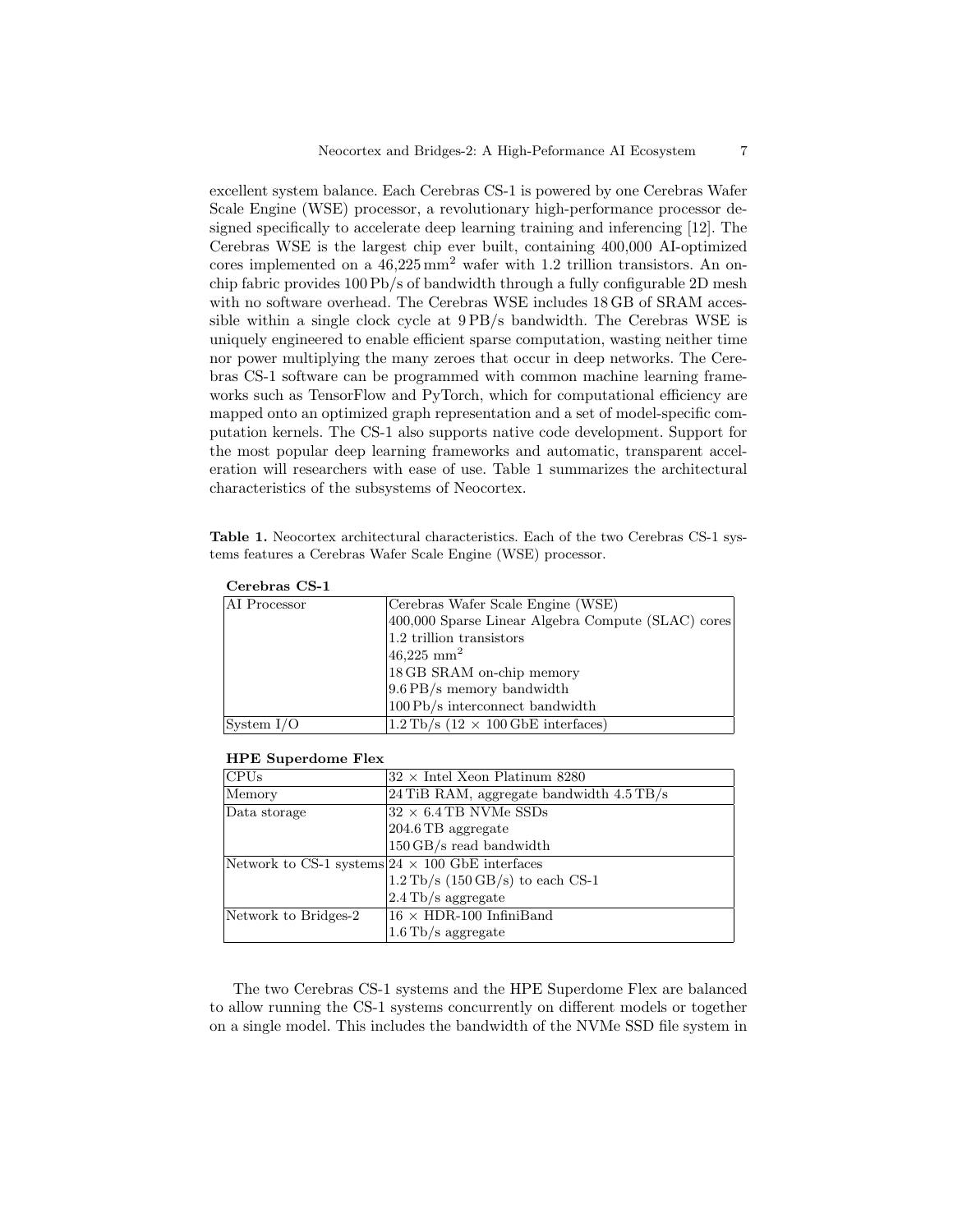excellent system balance. Each Cerebras CS-1 is powered by one Cerebras Wafer Scale Engine (WSE) processor, a revolutionary high-performance processor designed specifically to accelerate deep learning training and inferencing [12]. The Cerebras WSE is the largest chip ever built, containing 400,000 AI-optimized cores implemented on a 46,225 mm$^2$ wafer with 1.2 trillion transistors. An on-chip fabric provides 100 Pb/s of bandwidth through a fully configurable 2D mesh with no software overhead. The Cerebras WSE includes 18 GB of SRAM accessible within a single clock cycle at 9 PB/s bandwidth. The Cerebras WSE is uniquely engineered to enable efficient sparse computation, wasting neither time nor power multiplying the many zeroes that occur in deep networks. The Cerebras CS-1 software can be programmed with common machine learning frameworks such as TensorFlow and PyTorch, which for computational efficiency are mapped onto an optimized graph representation and a set of model-specific computation kernels. The CS-1 also supports native code development. Support for the most popular deep learning frameworks and automatic, transparent acceleration will researchers with ease of use. Table 1 summarizes the architectural characteristics of the subsystems of Neocortex.

**Table 1.** Neocortex architectural characteristics. Each of the two Cerebras CS-1 systems features a Cerebras Wafer Scale Engine (WSE) processor.

**Cerebras CS-1**

| | |
|---|---|
| AI Processor | Cerebras Wafer Scale Engine (WSE) |
| | 400,000 Sparse Linear Algebra Compute (SLAC) cores |
| | 1.2 trillion transistors |
| | 46,225 mm$^2$ |
| | 18 GB SRAM on-chip memory |
| | 9.6 PB/s memory bandwidth |
| | 100 Pb/s interconnect bandwidth |
| System I/O | 1.2 Tb/s (12 × 100 GbE interfaces) |

**HPE Superdome Flex**

| | |
|---|---|
| CPUs | 32 × Intel Xeon Platinum 8280 |
| Memory | 24 TiB RAM, aggregate bandwidth 4.5 TB/s |
| Data storage | 32 × 6.4 TB NVMe SSDs |
| | 204.6 TB aggregate |
| | 150 GB/s read bandwidth |
| Network to CS-1 systems | 24 × 100 GbE interfaces |
| | 1.2 Tb/s (150 GB/s) to each CS-1 |
| | 2.4 Tb/s aggregate |
| Network to Bridges-2 | 16 × HDR-100 InfiniBand |
| | 1.6 Tb/s aggregate |

The two Cerebras CS-1 systems and the HPE Superdome Flex are balanced to allow running the CS-1 systems concurrently on different models or together on a single model. This includes the bandwidth of the NVMe SSD file system in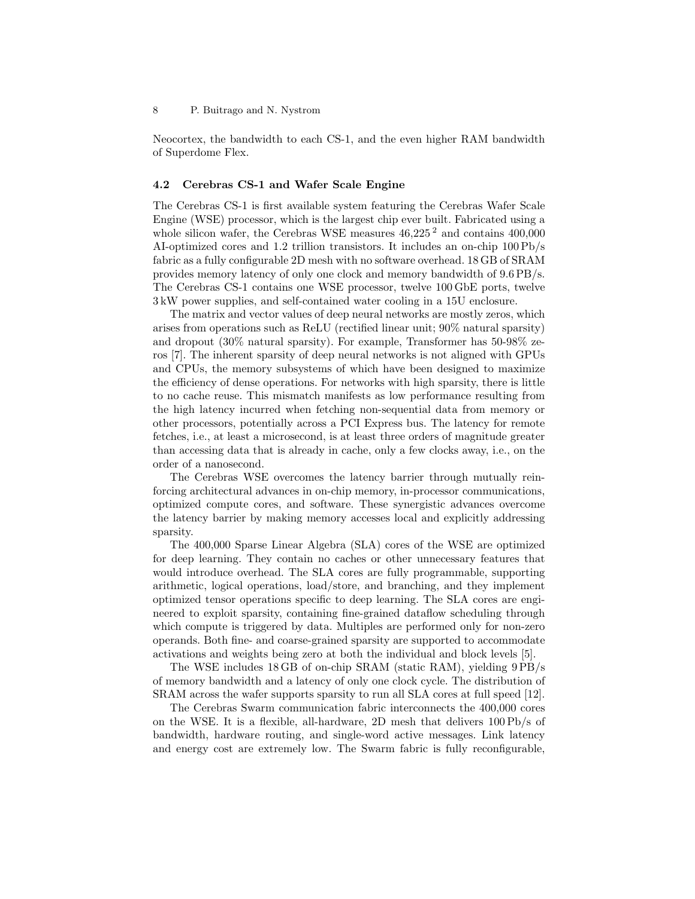Neocortex, the bandwidth to each CS-1, and the even higher RAM bandwidth of Superdome Flex.

### 4.2 Cerebras CS-1 and Wafer Scale Engine

The Cerebras CS-1 is first available system featuring the Cerebras Wafer Scale Engine (WSE) processor, which is the largest chip ever built. Fabricated using a whole silicon wafer, the Cerebras WSE measures 46,225 $^2$ and contains 400,000 AI-optimized cores and 1.2 trillion transistors. It includes an on-chip 100 Pb/s fabric as a fully configurable 2D mesh with no software overhead. 18 GB of SRAM provides memory latency of only one clock and memory bandwidth of 9.6 PB/s. The Cerebras CS-1 contains one WSE processor, twelve 100 GbE ports, twelve 3 kW power supplies, and self-contained water cooling in a 15U enclosure.

The matrix and vector values of deep neural networks are mostly zeros, which arises from operations such as ReLU (rectified linear unit; 90% natural sparsity) and dropout (30% natural sparsity). For example, Transformer has 50-98% zeros [7]. The inherent sparsity of deep neural networks is not aligned with GPUs and CPUs, the memory subsystems of which have been designed to maximize the efficiency of dense operations. For networks with high sparsity, there is little to no cache reuse. This mismatch manifests as low performance resulting from the high latency incurred when fetching non-sequential data from memory or other processors, potentially across a PCI Express bus. The latency for remote fetches, i.e., at least a microsecond, is at least three orders of magnitude greater than accessing data that is already in cache, only a few clocks away, i.e., on the order of a nanosecond.

The Cerebras WSE overcomes the latency barrier through mutually reinforcing architectural advances in on-chip memory, in-processor communications, optimized compute cores, and software. These synergistic advances overcome the latency barrier by making memory accesses local and explicitly addressing sparsity.

The 400,000 Sparse Linear Algebra (SLA) cores of the WSE are optimized for deep learning. They contain no caches or other unnecessary features that would introduce overhead. The SLA cores are fully programmable, supporting arithmetic, logical operations, load/store, and branching, and they implement optimized tensor operations specific to deep learning. The SLA cores are engineered to exploit sparsity, containing fine-grained dataflow scheduling through which compute is triggered by data. Multiples are performed only for non-zero operands. Both fine- and coarse-grained sparsity are supported to accommodate activations and weights being zero at both the individual and block levels [5].

The WSE includes 18 GB of on-chip SRAM (static RAM), yielding 9 PB/s of memory bandwidth and a latency of only one clock cycle. The distribution of SRAM across the wafer supports sparsity to run all SLA cores at full speed [12].

The Cerebras Swarm communication fabric interconnects the 400,000 cores on the WSE. It is a flexible, all-hardware, 2D mesh that delivers 100 Pb/s of bandwidth, hardware routing, and single-word active messages. Link latency and energy cost are extremely low. The Swarm fabric is fully reconfigurable,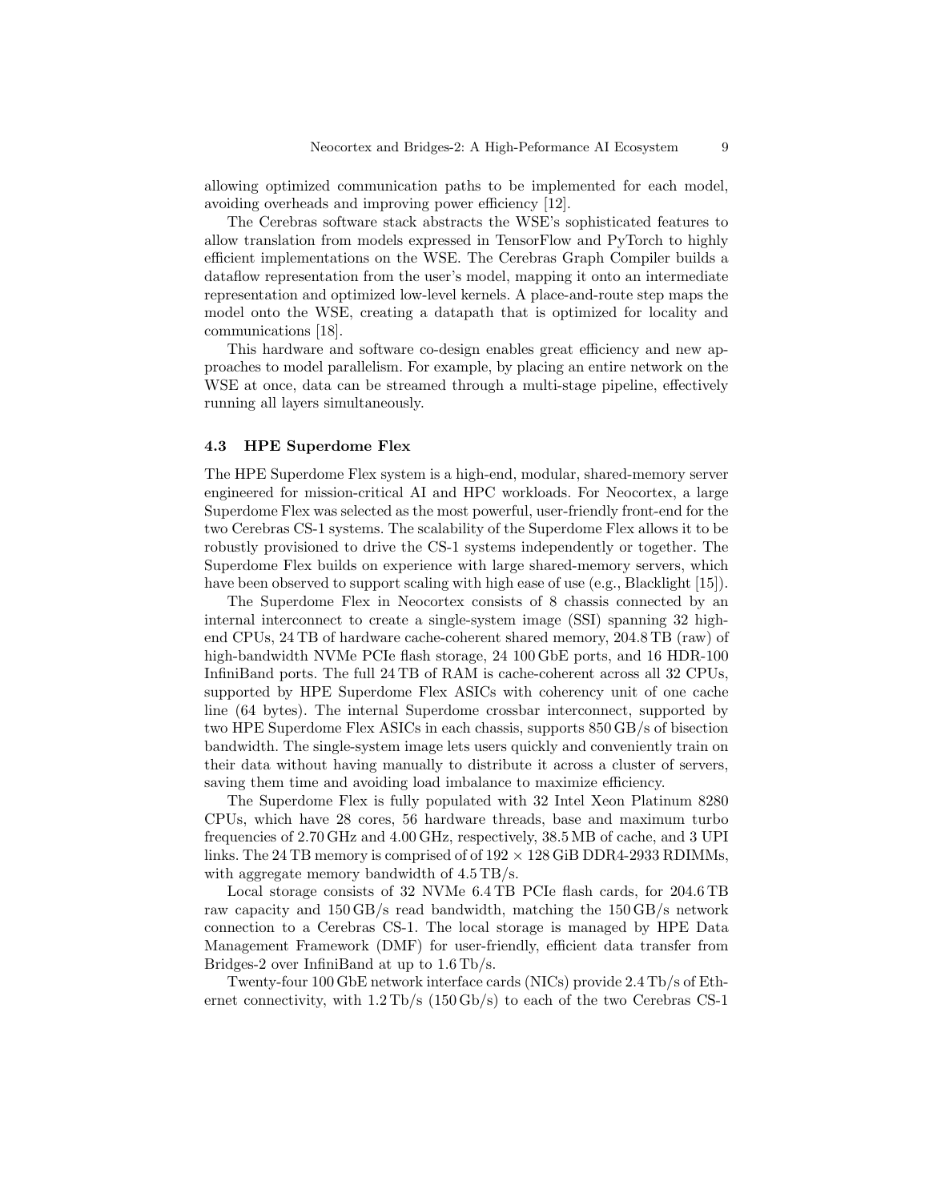allowing optimized communication paths to be implemented for each model, avoiding overheads and improving power efficiency [12].

The Cerebras software stack abstracts the WSE's sophisticated features to allow translation from models expressed in TensorFlow and PyTorch to highly efficient implementations on the WSE. The Cerebras Graph Compiler builds a dataflow representation from the user's model, mapping it onto an intermediate representation and optimized low-level kernels. A place-and-route step maps the model onto the WSE, creating a datapath that is optimized for locality and communications [18].

This hardware and software co-design enables great efficiency and new approaches to model parallelism. For example, by placing an entire network on the WSE at once, data can be streamed through a multi-stage pipeline, effectively running all layers simultaneously.

### 4.3 HPE Superdome Flex

The HPE Superdome Flex system is a high-end, modular, shared-memory server engineered for mission-critical AI and HPC workloads. For Neocortex, a large Superdome Flex was selected as the most powerful, user-friendly front-end for the two Cerebras CS-1 systems. The scalability of the Superdome Flex allows it to be robustly provisioned to drive the CS-1 systems independently or together. The Superdome Flex builds on experience with large shared-memory servers, which have been observed to support scaling with high ease of use (e.g., Blacklight [15]).

The Superdome Flex in Neocortex consists of 8 chassis connected by an internal interconnect to create a single-system image (SSI) spanning 32 high-end CPUs, 24 TB of hardware cache-coherent shared memory, 204.8 TB (raw) of high-bandwidth NVMe PCIe flash storage, 24 100 GbE ports, and 16 HDR-100 InfiniBand ports. The full 24 TB of RAM is cache-coherent across all 32 CPUs, supported by HPE Superdome Flex ASICs with coherency unit of one cache line (64 bytes). The internal Superdome crossbar interconnect, supported by two HPE Superdome Flex ASICs in each chassis, supports 850 GB/s of bisection bandwidth. The single-system image lets users quickly and conveniently train on their data without having manually to distribute it across a cluster of servers, saving them time and avoiding load imbalance to maximize efficiency.

The Superdome Flex is fully populated with 32 Intel Xeon Platinum 8280 CPUs, which have 28 cores, 56 hardware threads, base and maximum turbo frequencies of 2.70 GHz and 4.00 GHz, respectively, 38.5 MB of cache, and 3 UPI links. The 24 TB memory is comprised of of $192 \times 128$ GiB DDR4-2933 RDIMMs, with aggregate memory bandwidth of 4.5 TB/s.

Local storage consists of 32 NVMe 6.4 TB PCIe flash cards, for 204.6 TB raw capacity and 150 GB/s read bandwidth, matching the 150 GB/s network connection to a Cerebras CS-1. The local storage is managed by HPE Data Management Framework (DMF) for user-friendly, efficient data transfer from Bridges-2 over InfiniBand at up to 1.6 Tb/s.

Twenty-four 100 GbE network interface cards (NICs) provide 2.4 Tb/s of Ethernet connectivity, with 1.2 Tb/s (150 Gb/s) to each of the two Cerebras CS-1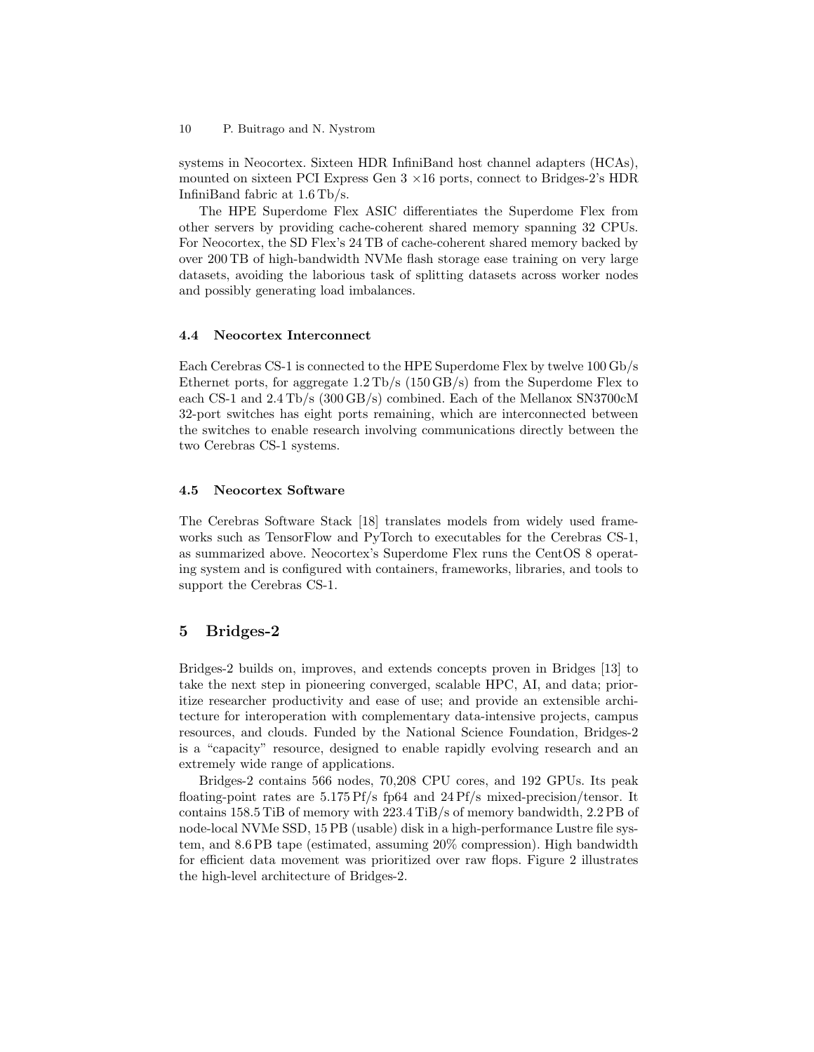systems in Neocortex. Sixteen HDR InfiniBand host channel adapters (HCAs), mounted on sixteen PCI Express Gen 3 ×16 ports, connect to Bridges-2's HDR InfiniBand fabric at 1.6 Tb/s.

The HPE Superdome Flex ASIC differentiates the Superdome Flex from other servers by providing cache-coherent shared memory spanning 32 CPUs. For Neocortex, the SD Flex's 24 TB of cache-coherent shared memory backed by over 200 TB of high-bandwidth NVMe flash storage ease training on very large datasets, avoiding the laborious task of splitting datasets across worker nodes and possibly generating load imbalances.

### 4.4 Neocortex Interconnect

Each Cerebras CS-1 is connected to the HPE Superdome Flex by twelve 100 Gb/s Ethernet ports, for aggregate 1.2 Tb/s (150 GB/s) from the Superdome Flex to each CS-1 and 2.4 Tb/s (300 GB/s) combined. Each of the Mellanox SN3700cM 32-port switches has eight ports remaining, which are interconnected between the switches to enable research involving communications directly between the two Cerebras CS-1 systems.

### 4.5 Neocortex Software

The Cerebras Software Stack [18] translates models from widely used frameworks such as TensorFlow and PyTorch to executables for the Cerebras CS-1, as summarized above. Neocortex's Superdome Flex runs the CentOS 8 operating system and is configured with containers, frameworks, libraries, and tools to support the Cerebras CS-1.

## 5 Bridges-2

Bridges-2 builds on, improves, and extends concepts proven in Bridges [13] to take the next step in pioneering converged, scalable HPC, AI, and data; prioritize researcher productivity and ease of use; and provide an extensible architecture for interoperation with complementary data-intensive projects, campus resources, and clouds. Funded by the National Science Foundation, Bridges-2 is a "capacity" resource, designed to enable rapidly evolving research and an extremely wide range of applications.

Bridges-2 contains 566 nodes, 70,208 CPU cores, and 192 GPUs. Its peak floating-point rates are 5.175 Pf/s fp64 and 24 Pf/s mixed-precision/tensor. It contains 158.5 TiB of memory with 223.4 TiB/s of memory bandwidth, 2.2 PB of node-local NVMe SSD, 15 PB (usable) disk in a high-performance Lustre file system, and 8.6 PB tape (estimated, assuming 20% compression). High bandwidth for efficient data movement was prioritized over raw flops. Figure 2 illustrates the high-level architecture of Bridges-2.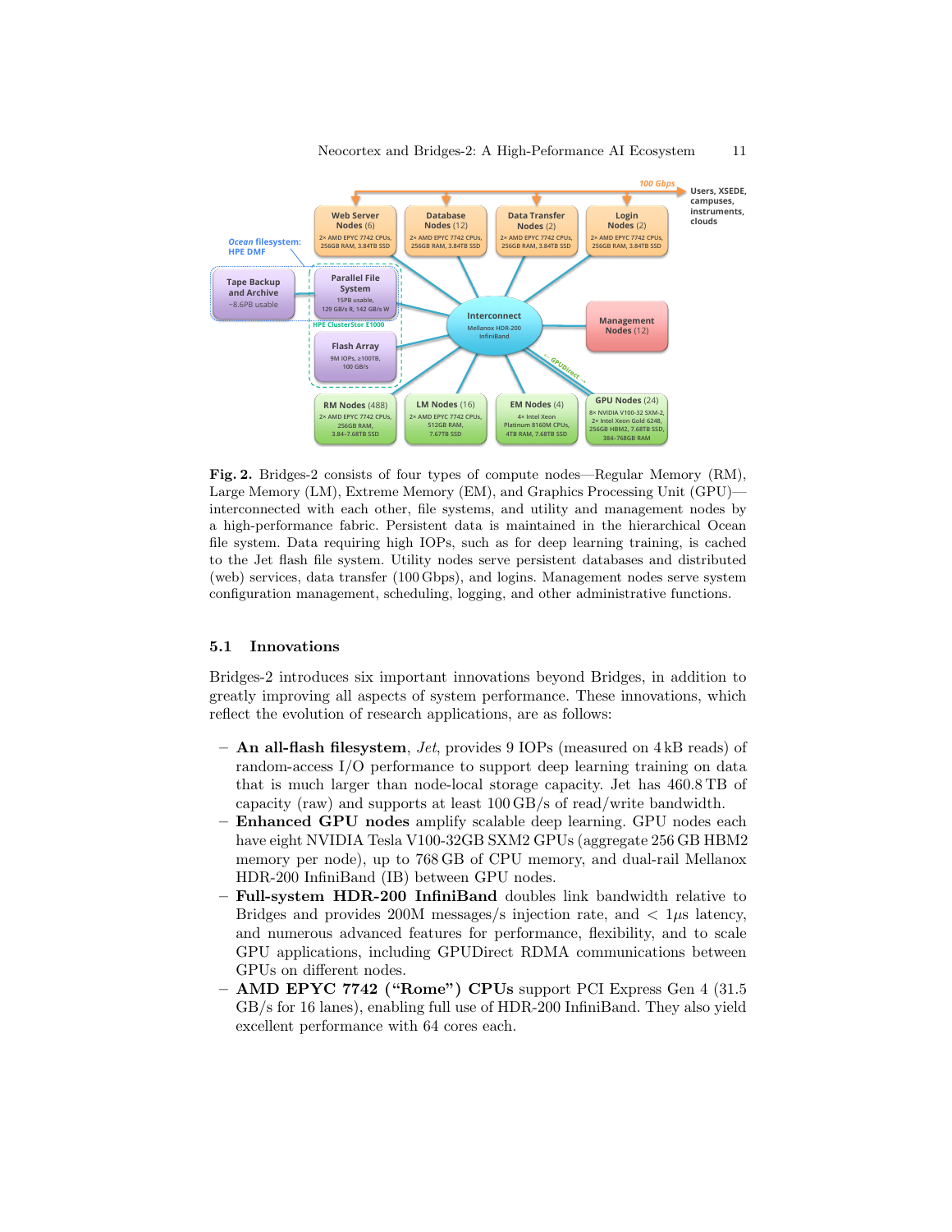**Fig. 2.** Bridges-2 consists of four types of compute nodes—Regular Memory (RM), Large Memory (LM), Extreme Memory (EM), and Graphics Processing Unit (GPU)—interconnected with each other, file systems, and utility and management nodes by a high-performance fabric. Persistent data is maintained in the hierarchical Ocean file system. Data requiring high IOPs, such as for deep learning training, is cached to the Jet flash file system. Utility nodes serve persistent databases and distributed (web) services, data transfer (100 Gbps), and logins. Management nodes serve system configuration management, scheduling, logging, and other administrative functions.

### 5.1 Innovations

Bridges-2 introduces six important innovations beyond Bridges, in addition to greatly improving all aspects of system performance. These innovations, which reflect the evolution of research applications, are as follows:

- **An all-flash filesystem**, *Jet*, provides 9 IOPs (measured on 4 kB reads) of random-access I/O performance to support deep learning training on data that is much larger than node-local storage capacity. Jet has 460.8 TB of capacity (raw) and supports at least 100 GB/s of read/write bandwidth.
- **Enhanced GPU nodes** amplify scalable deep learning. GPU nodes each have eight NVIDIA Tesla V100-32GB SXM2 GPUs (aggregate 256 GB HBM2 memory per node), up to 768 GB of CPU memory, and dual-rail Mellanox HDR-200 InfiniBand (IB) between GPU nodes.
- **Full-system HDR-200 InfiniBand** doubles link bandwidth relative to Bridges and provides 200M messages/s injection rate, and $< 1\mu$s latency, and numerous advanced features for performance, flexibility, and to scale GPU applications, including GPUDirect RDMA communications between GPUs on different nodes.
- **AMD EPYC 7742 ("Rome") CPUs** support PCI Express Gen 4 (31.5 GB/s for 16 lanes), enabling full use of HDR-200 InfiniBand. They also yield excellent performance with 64 cores each.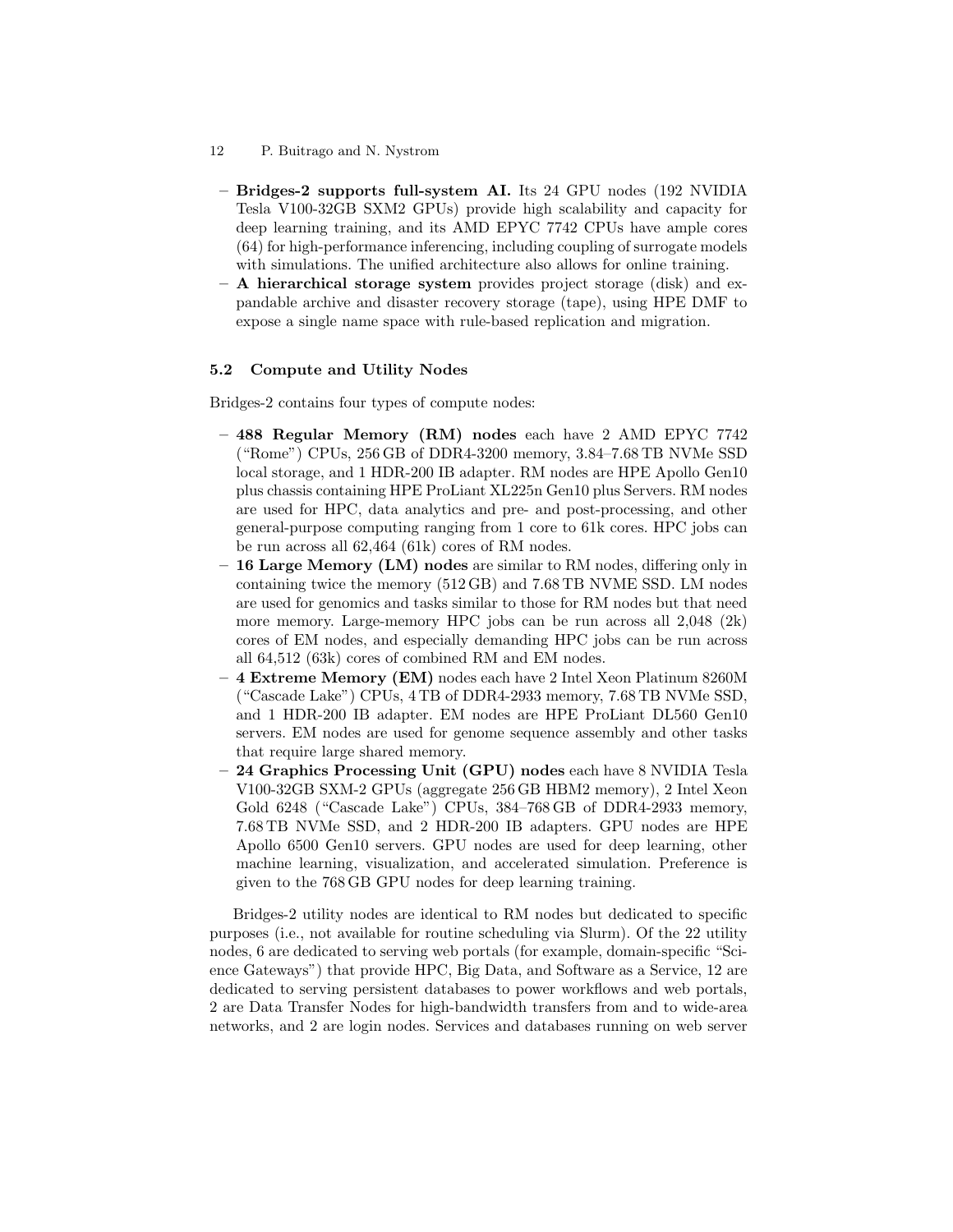- **Bridges-2 supports full-system AI.** Its 24 GPU nodes (192 NVIDIA Tesla V100-32GB SXM2 GPUs) provide high scalability and capacity for deep learning training, and its AMD EPYC 7742 CPUs have ample cores (64) for high-performance inferencing, including coupling of surrogate models with simulations. The unified architecture also allows for online training.
- **A hierarchical storage system** provides project storage (disk) and expandable archive and disaster recovery storage (tape), using HPE DMF to expose a single name space with rule-based replication and migration.

### 5.2 Compute and Utility Nodes

Bridges-2 contains four types of compute nodes:

- **488 Regular Memory (RM) nodes** each have 2 AMD EPYC 7742 ("Rome") CPUs, 256 GB of DDR4-3200 memory, 3.84–7.68 TB NVMe SSD local storage, and 1 HDR-200 IB adapter. RM nodes are HPE Apollo Gen10 plus chassis containing HPE ProLiant XL225n Gen10 plus Servers. RM nodes are used for HPC, data analytics and pre- and post-processing, and other general-purpose computing ranging from 1 core to 61k cores. HPC jobs can be run across all 62,464 (61k) cores of RM nodes.
- **16 Large Memory (LM) nodes** are similar to RM nodes, differing only in containing twice the memory (512 GB) and 7.68 TB NVME SSD. LM nodes are used for genomics and tasks similar to those for RM nodes but that need more memory. Large-memory HPC jobs can be run across all 2,048 (2k) cores of EM nodes, and especially demanding HPC jobs can be run across all 64,512 (63k) cores of combined RM and EM nodes.
- **4 Extreme Memory (EM)** nodes each have 2 Intel Xeon Platinum 8260M ("Cascade Lake") CPUs, 4 TB of DDR4-2933 memory, 7.68 TB NVMe SSD, and 1 HDR-200 IB adapter. EM nodes are HPE ProLiant DL560 Gen10 servers. EM nodes are used for genome sequence assembly and other tasks that require large shared memory.
- **24 Graphics Processing Unit (GPU) nodes** each have 8 NVIDIA Tesla V100-32GB SXM-2 GPUs (aggregate 256 GB HBM2 memory), 2 Intel Xeon Gold 6248 ("Cascade Lake") CPUs, 384–768 GB of DDR4-2933 memory, 7.68 TB NVMe SSD, and 2 HDR-200 IB adapters. GPU nodes are HPE Apollo 6500 Gen10 servers. GPU nodes are used for deep learning, other machine learning, visualization, and accelerated simulation. Preference is given to the 768 GB GPU nodes for deep learning training.

Bridges-2 utility nodes are identical to RM nodes but dedicated to specific purposes (i.e., not available for routine scheduling via Slurm). Of the 22 utility nodes, 6 are dedicated to serving web portals (for example, domain-specific "Science Gateways") that provide HPC, Big Data, and Software as a Service, 12 are dedicated to serving persistent databases to power workflows and web portals, 2 are Data Transfer Nodes for high-bandwidth transfers from and to wide-area networks, and 2 are login nodes. Services and databases running on web server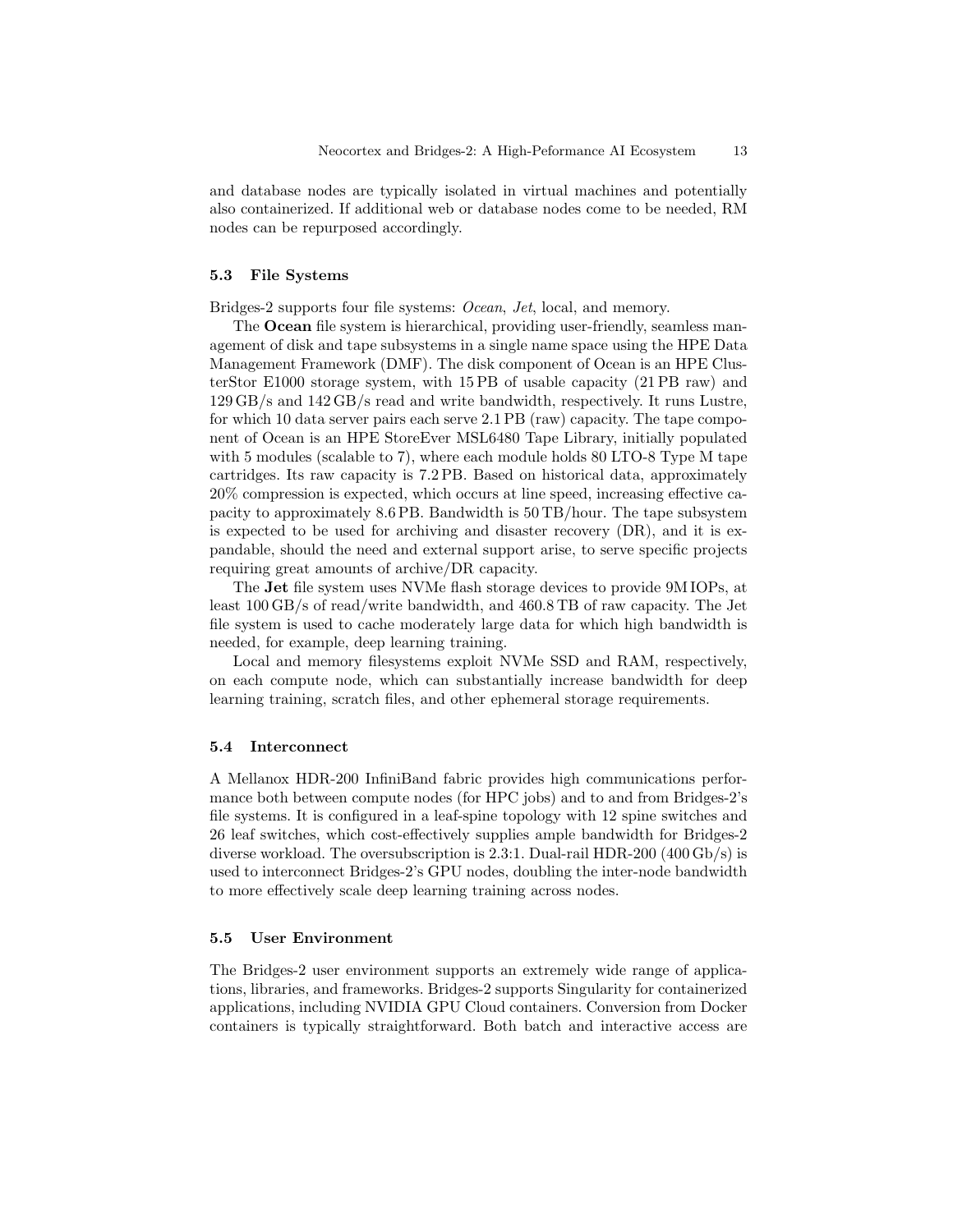and database nodes are typically isolated in virtual machines and potentially also containerized. If additional web or database nodes come to be needed, RM nodes can be repurposed accordingly.

### 5.3 File Systems

Bridges-2 supports four file systems: *Ocean*, *Jet*, local, and memory.

The **Ocean** file system is hierarchical, providing user-friendly, seamless management of disk and tape subsystems in a single name space using the HPE Data Management Framework (DMF). The disk component of Ocean is an HPE ClusterStor E1000 storage system, with 15 PB of usable capacity (21 PB raw) and 129 GB/s and 142 GB/s read and write bandwidth, respectively. It runs Lustre, for which 10 data server pairs each serve 2.1 PB (raw) capacity. The tape component of Ocean is an HPE StoreEver MSL6480 Tape Library, initially populated with 5 modules (scalable to 7), where each module holds 80 LTO-8 Type M tape cartridges. Its raw capacity is 7.2 PB. Based on historical data, approximately 20% compression is expected, which occurs at line speed, increasing effective capacity to approximately 8.6 PB. Bandwidth is 50 TB/hour. The tape subsystem is expected to be used for archiving and disaster recovery (DR), and it is expandable, should the need and external support arise, to serve specific projects requiring great amounts of archive/DR capacity.

The **Jet** file system uses NVMe flash storage devices to provide 9M IOPs, at least 100 GB/s of read/write bandwidth, and 460.8 TB of raw capacity. The Jet file system is used to cache moderately large data for which high bandwidth is needed, for example, deep learning training.

Local and memory filesystems exploit NVMe SSD and RAM, respectively, on each compute node, which can substantially increase bandwidth for deep learning training, scratch files, and other ephemeral storage requirements.

### 5.4 Interconnect

A Mellanox HDR-200 InfiniBand fabric provides high communications performance both between compute nodes (for HPC jobs) and to and from Bridges-2's file systems. It is configured in a leaf-spine topology with 12 spine switches and 26 leaf switches, which cost-effectively supplies ample bandwidth for Bridges-2 diverse workload. The oversubscription is 2.3:1. Dual-rail HDR-200 (400 Gb/s) is used to interconnect Bridges-2's GPU nodes, doubling the inter-node bandwidth to more effectively scale deep learning training across nodes.

### 5.5 User Environment

The Bridges-2 user environment supports an extremely wide range of applications, libraries, and frameworks. Bridges-2 supports Singularity for containerized applications, including NVIDIA GPU Cloud containers. Conversion from Docker containers is typically straightforward. Both batch and interactive access are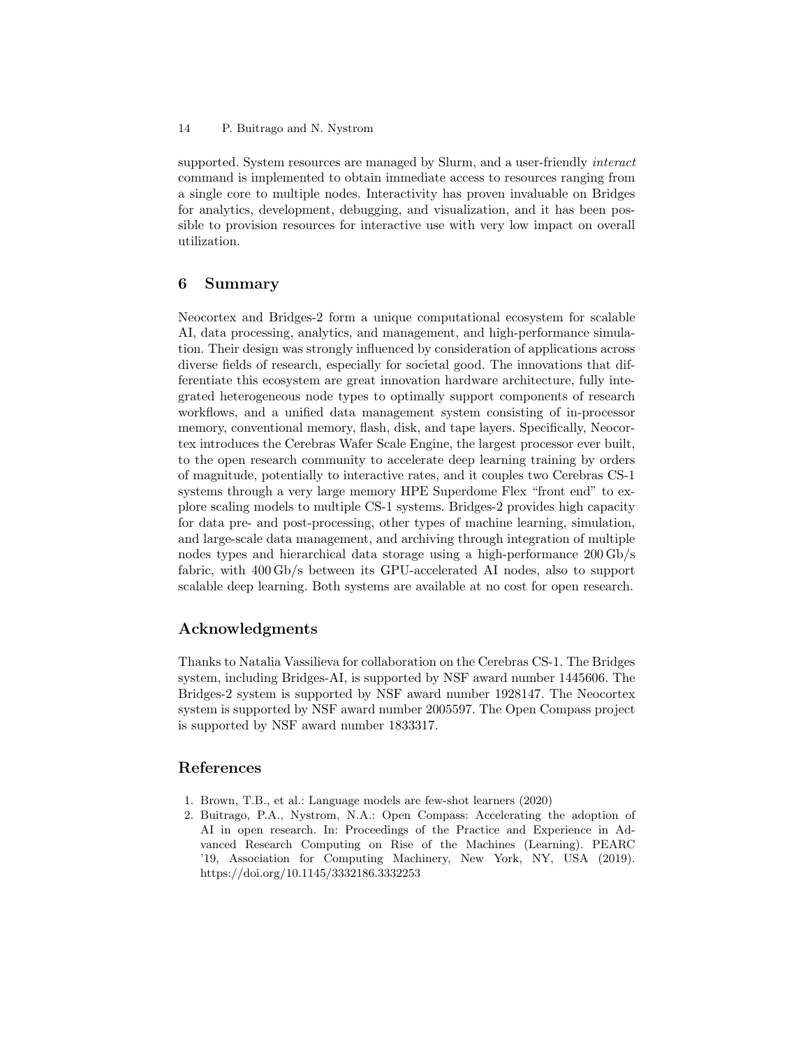supported. System resources are managed by Slurm, and a user-friendly *interact* command is implemented to obtain immediate access to resources ranging from a single core to multiple nodes. Interactivity has proven invaluable on Bridges for analytics, development, debugging, and visualization, and it has been possible to provision resources for interactive use with very low impact on overall utilization.

## 6 Summary

Neocortex and Bridges-2 form a unique computational ecosystem for scalable AI, data processing, analytics, and management, and high-performance simulation. Their design was strongly influenced by consideration of applications across diverse fields of research, especially for societal good. The innovations that differentiate this ecosystem are great innovation hardware architecture, fully integrated heterogeneous node types to optimally support components of research workflows, and a unified data management system consisting of in-processor memory, conventional memory, flash, disk, and tape layers. Specifically, Neocortex introduces the Cerebras Wafer Scale Engine, the largest processor ever built, to the open research community to accelerate deep learning training by orders of magnitude, potentially to interactive rates, and it couples two Cerebras CS-1 systems through a very large memory HPE Superdome Flex "front end" to explore scaling models to multiple CS-1 systems. Bridges-2 provides high capacity for data pre- and post-processing, other types of machine learning, simulation, and large-scale data management, and archiving through integration of multiple nodes types and hierarchical data storage using a high-performance 200 Gb/s fabric, with 400 Gb/s between its GPU-accelerated AI nodes, also to support scalable deep learning. Both systems are available at no cost for open research.

## Acknowledgments

Thanks to Natalia Vassilieva for collaboration on the Cerebras CS-1. The Bridges system, including Bridges-AI, is supported by NSF award number 1445606. The Bridges-2 system is supported by NSF award number 1928147. The Neocortex system is supported by NSF award number 2005597. The Open Compass project is supported by NSF award number 1833317.

## References

1. Brown, T.B., et al.: Language models are few-shot learners (2020)
2. Buitrago, P.A., Nystrom, N.A.: Open Compass: Accelerating the adoption of AI in open research. In: Proceedings of the Practice and Experience in Advanced Research Computing on Rise of the Machines (Learning). PEARC '19, Association for Computing Machinery, New York, NY, USA (2019). https://doi.org/10.1145/3332186.3332253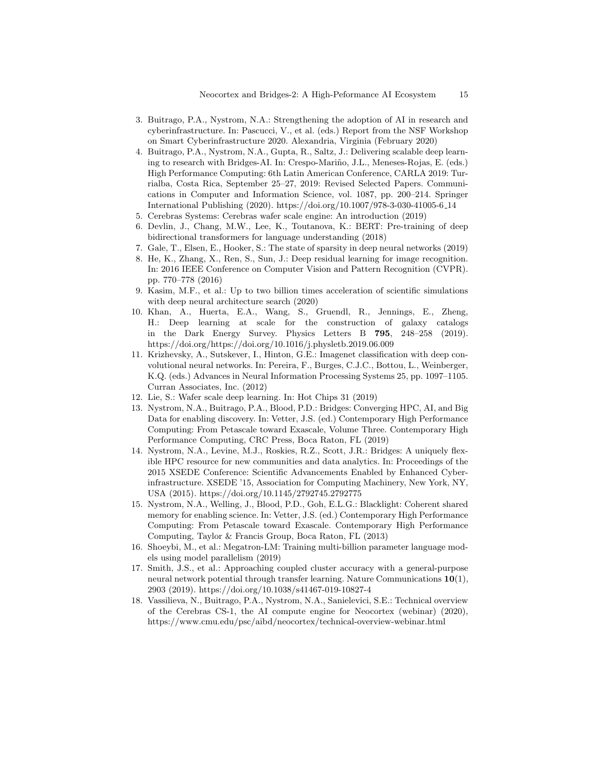3. Buitrago, P.A., Nystrom, N.A.: Strengthening the adoption of AI in research and cyberinfrastructure. In: Pascucci, V., et al. (eds.) Report from the NSF Workshop on Smart Cyberinfrastructure 2020. Alexandria, Virginia (February 2020)
4. Buitrago, P.A., Nystrom, N.A., Gupta, R., Saltz, J.: Delivering scalable deep learning to research with Bridges-AI. In: Crespo-Mariño, J.L., Meneses-Rojas, E. (eds.) High Performance Computing: 6th Latin American Conference, CARLA 2019: Turrialba, Costa Rica, September 25–27, 2019: Revised Selected Papers. Communications in Computer and Information Science, vol. 1087, pp. 200–214. Springer International Publishing (2020). https://doi.org/10.1007/978-3-030-41005-6_14
5. Cerebras Systems: Cerebras wafer scale engine: An introduction (2019)
6. Devlin, J., Chang, M.W., Lee, K., Toutanova, K.: BERT: Pre-training of deep bidirectional transformers for language understanding (2018)
7. Gale, T., Elsen, E., Hooker, S.: The state of sparsity in deep neural networks (2019)
8. He, K., Zhang, X., Ren, S., Sun, J.: Deep residual learning for image recognition. In: 2016 IEEE Conference on Computer Vision and Pattern Recognition (CVPR). pp. 770–778 (2016)
9. Kasim, M.F., et al.: Up to two billion times acceleration of scientific simulations with deep neural architecture search (2020)
10. Khan, A., Huerta, E.A., Wang, S., Gruendl, R., Jennings, E., Zheng, H.: Deep learning at scale for the construction of galaxy catalogs in the Dark Energy Survey. Physics Letters B **795**, 248–258 (2019). https://doi.org/https://doi.org/10.1016/j.physletb.2019.06.009
11. Krizhevsky, A., Sutskever, I., Hinton, G.E.: Imagenet classification with deep convolutional neural networks. In: Pereira, F., Burges, C.J.C., Bottou, L., Weinberger, K.Q. (eds.) Advances in Neural Information Processing Systems 25, pp. 1097–1105. Curran Associates, Inc. (2012)
12. Lie, S.: Wafer scale deep learning. In: Hot Chips 31 (2019)
13. Nystrom, N.A., Buitrago, P.A., Blood, P.D.: Bridges: Converging HPC, AI, and Big Data for enabling discovery. In: Vetter, J.S. (ed.) Contemporary High Performance Computing: From Petascale toward Exascale, Volume Three. Contemporary High Performance Computing, CRC Press, Boca Raton, FL (2019)
14. Nystrom, N.A., Levine, M.J., Roskies, R.Z., Scott, J.R.: Bridges: A uniquely flexible HPC resource for new communities and data analytics. In: Proceedings of the 2015 XSEDE Conference: Scientific Advancements Enabled by Enhanced Cyberinfrastructure. XSEDE '15, Association for Computing Machinery, New York, NY, USA (2015). https://doi.org/10.1145/2792745.2792775
15. Nystrom, N.A., Welling, J., Blood, P.D., Goh, E.L.G.: Blacklight: Coherent shared memory for enabling science. In: Vetter, J.S. (ed.) Contemporary High Performance Computing: From Petascale toward Exascale. Contemporary High Performance Computing, Taylor & Francis Group, Boca Raton, FL (2013)
16. Shoeybi, M., et al.: Megatron-LM: Training multi-billion parameter language models using model parallelism (2019)
17. Smith, J.S., et al.: Approaching coupled cluster accuracy with a general-purpose neural network potential through transfer learning. Nature Communications **10**(1), 2903 (2019). https://doi.org/10.1038/s41467-019-10827-4
18. Vassilieva, N., Buitrago, P.A., Nystrom, N.A., Sanielevici, S.E.: Technical overview of the Cerebras CS-1, the AI compute engine for Neocortex (webinar) (2020), https://www.cmu.edu/psc/aibd/neocortex/technical-overview-webinar.html